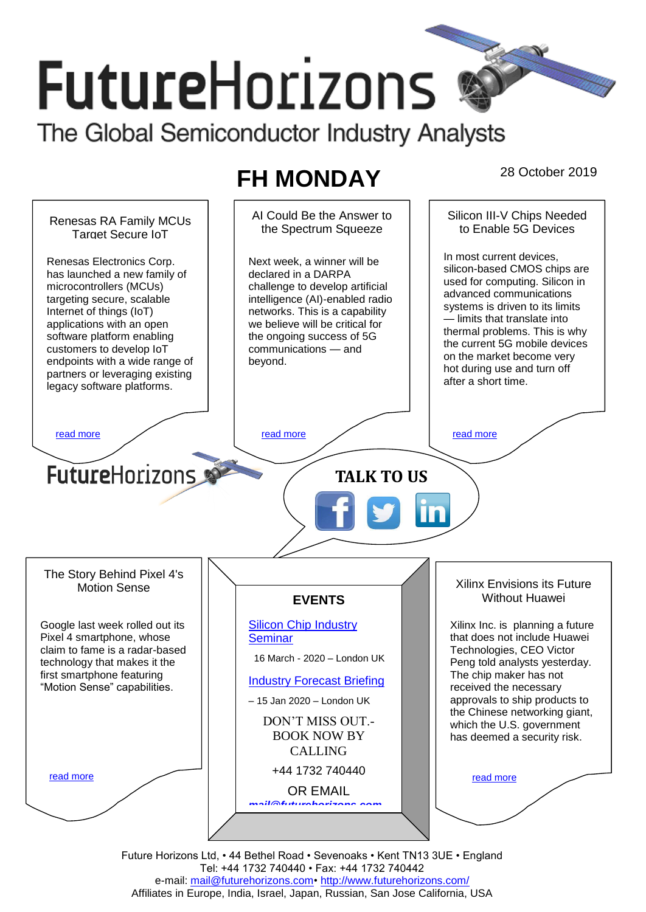# FutureHorizons

The Global Semiconductor Industry Analysts

## FH MONDAY

28 October 2019

### Renesas RA Family MCUs Target Secure IoT

Renesas Electronics Corp. has launched a new family of microcontrollers (MCUs) targeting secure, scalable Internet of things (IoT) applications with an open software platform enabling customers to develop IoT endpoints with a wide range of partners or leveraging existing legacy software platforms.

read more

### AI Could Be the Answer to the Spectrum Squeeze

Next week, a winner will be declared in a DARPA challenge to develop artificial intelligence (AI)-enabled radio networks. This is a capability we believe will be critical for the ongoing success of 5G communications — and beyond.

read more

### Silicon III-V Chips Needed to Enable 5G Devices

In most current devices, silicon-based CMOS chips are used for computing. Silicon in advanced communications systems is driven to its limits — limits that translate into thermal problems. This is why the current 5G mobile devices on the market become very hot during use and turn off after a short time.

read more

FutureHorizons

**TALK TO US**

### The Story Behind Pixel 4's Motion Sense

Google last week rolled out its Pixel 4 smartphone, whose claim to fame is a radar-based technology that makes it the first smartphone featuring "Motion Sense" capabilities.

read more

### EVENTS

Silicon Chip Industry Seminar

16 March - 2020 – London UK

Industry Forecast Briefing

– 15 Jan 2020 – London UK

DON'T MISS OUT.- BOOK NOW BY CALLING

+44 1732 740440

OR EMAIL

mail@futurehorizons.com

### Xilinx Envisions its Future Without Huawei

Xilinx Inc. is planning a future that does not include Huawei Technologies, CEO Victor Peng told analysts yesterday. The chip maker has not received the necessary approvals to ship products to the Chinese networking giant, which the U.S. government has deemed a security risk.

read more

Future Horizons Ltd, • 44 Bethel Road • Sevenoaks • Kent TN13 3UE • England
Tel: +44 1732 740440 • Fax: +44 1732 740442
e-mail: mail@futurehorizons.com• http://www.futurehorizons.com/
Affiliates in Europe, India, Israel, Japan, Russian, San Jose California, USA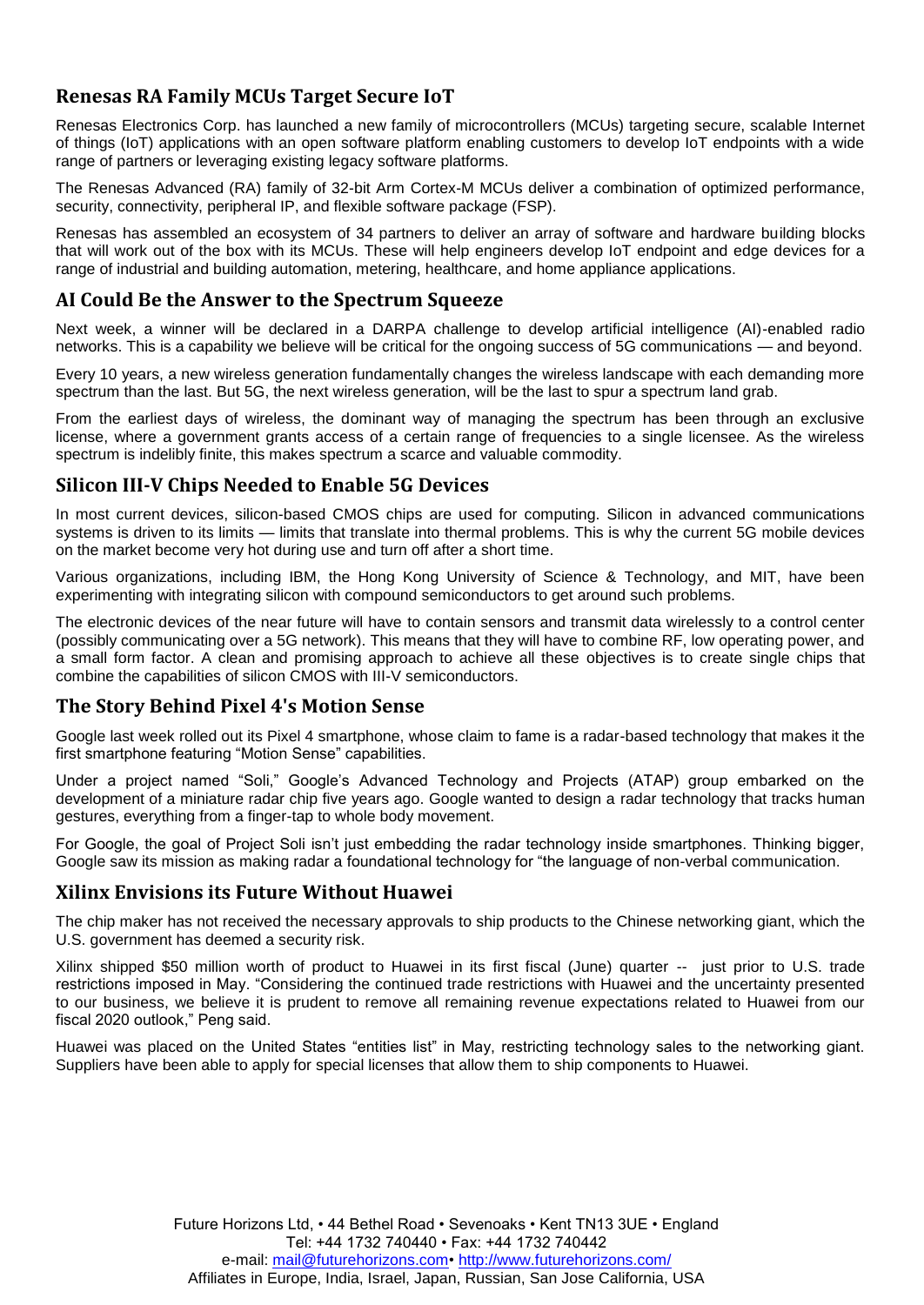## Renesas RA Family MCUs Target Secure IoT

Renesas Electronics Corp. has launched a new family of microcontrollers (MCUs) targeting secure, scalable Internet of things (IoT) applications with an open software platform enabling customers to develop IoT endpoints with a wide range of partners or leveraging existing legacy software platforms.

The Renesas Advanced (RA) family of 32-bit Arm Cortex-M MCUs deliver a combination of optimized performance, security, connectivity, peripheral IP, and flexible software package (FSP).

Renesas has assembled an ecosystem of 34 partners to deliver an array of software and hardware building blocks that will work out of the box with its MCUs. These will help engineers develop IoT endpoint and edge devices for a range of industrial and building automation, metering, healthcare, and home appliance applications.

## AI Could Be the Answer to the Spectrum Squeeze

Next week, a winner will be declared in a DARPA challenge to develop artificial intelligence (AI)-enabled radio networks. This is a capability we believe will be critical for the ongoing success of 5G communications — and beyond.

Every 10 years, a new wireless generation fundamentally changes the wireless landscape with each demanding more spectrum than the last. But 5G, the next wireless generation, will be the last to spur a spectrum land grab.

From the earliest days of wireless, the dominant way of managing the spectrum has been through an exclusive license, where a government grants access of a certain range of frequencies to a single licensee. As the wireless spectrum is indelibly finite, this makes spectrum a scarce and valuable commodity.

## Silicon III-V Chips Needed to Enable 5G Devices

In most current devices, silicon-based CMOS chips are used for computing. Silicon in advanced communications systems is driven to its limits — limits that translate into thermal problems. This is why the current 5G mobile devices on the market become very hot during use and turn off after a short time.

Various organizations, including IBM, the Hong Kong University of Science & Technology, and MIT, have been experimenting with integrating silicon with compound semiconductors to get around such problems.

The electronic devices of the near future will have to contain sensors and transmit data wirelessly to a control center (possibly communicating over a 5G network). This means that they will have to combine RF, low operating power, and a small form factor. A clean and promising approach to achieve all these objectives is to create single chips that combine the capabilities of silicon CMOS with III-V semiconductors.

## The Story Behind Pixel 4's Motion Sense

Google last week rolled out its Pixel 4 smartphone, whose claim to fame is a radar-based technology that makes it the first smartphone featuring "Motion Sense" capabilities.

Under a project named "Soli," Google's Advanced Technology and Projects (ATAP) group embarked on the development of a miniature radar chip five years ago. Google wanted to design a radar technology that tracks human gestures, everything from a finger-tap to whole body movement.

For Google, the goal of Project Soli isn't just embedding the radar technology inside smartphones. Thinking bigger, Google saw its mission as making radar a foundational technology for "the language of non-verbal communication.

## Xilinx Envisions its Future Without Huawei

The chip maker has not received the necessary approvals to ship products to the Chinese networking giant, which the U.S. government has deemed a security risk.

Xilinx shipped $50 million worth of product to Huawei in its first fiscal (June) quarter -- just prior to U.S. trade restrictions imposed in May. "Considering the continued trade restrictions with Huawei and the uncertainty presented to our business, we believe it is prudent to remove all remaining revenue expectations related to Huawei from our fiscal 2020 outlook," Peng said.

Huawei was placed on the United States "entities list" in May, restricting technology sales to the networking giant. Suppliers have been able to apply for special licenses that allow them to ship components to Huawei.

Future Horizons Ltd, • 44 Bethel Road • Sevenoaks • Kent TN13 3UE • England
Tel: +44 1732 740440 • Fax: +44 1732 740442
e-mail: mail@futurehorizons.com• http://www.futurehorizons.com/
Affiliates in Europe, India, Israel, Japan, Russian, San Jose California, USA